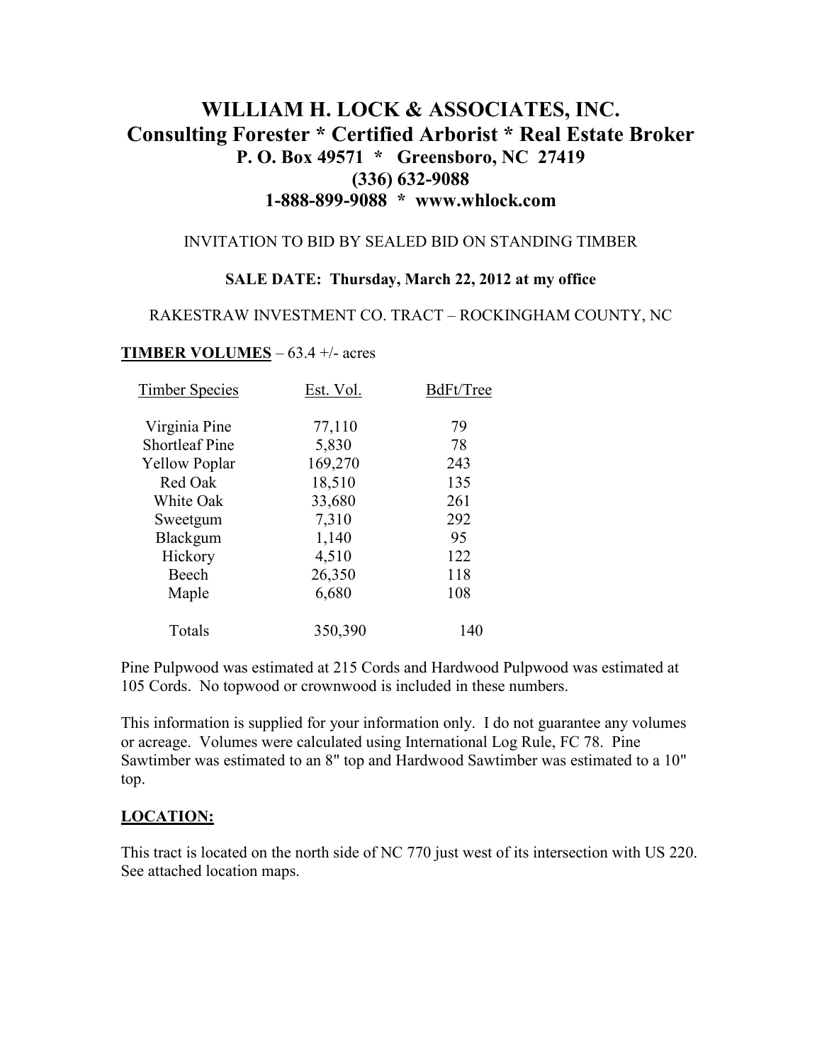# WILLIAM H. LOCK & ASSOCIATES, INC.

## Consulting Forester * Certified Arborist * Real Estate Broker

**P. O. Box 49571 * Greensboro, NC 27419**
**(336) 632-9088**
**1-888-899-9088 * www.whlock.com**

INVITATION TO BID BY SEALED BID ON STANDING TIMBER

**SALE DATE: Thursday, March 22, 2012 at my office**

RAKESTRAW INVESTMENT CO. TRACT – ROCKINGHAM COUNTY, NC

**TIMBER VOLUMES** – 63.4 +/- acres

| Timber Species | Est. Vol. | BdFt/Tree |
|---|---|---|
| Virginia Pine | 77,110 | 79 |
| Shortleaf Pine | 5,830 | 78 |
| Yellow Poplar | 169,270 | 243 |
| Red Oak | 18,510 | 135 |
| White Oak | 33,680 | 261 |
| Sweetgum | 7,310 | 292 |
| Blackgum | 1,140 | 95 |
| Hickory | 4,510 | 122 |
| Beech | 26,350 | 118 |
| Maple | 6,680 | 108 |
| Totals | 350,390 | 140 |

Pine Pulpwood was estimated at 215 Cords and Hardwood Pulpwood was estimated at 105 Cords. No topwood or crownwood is included in these numbers.

This information is supplied for your information only. I do not guarantee any volumes or acreage. Volumes were calculated using International Log Rule, FC 78. Pine Sawtimber was estimated to an 8" top and Hardwood Sawtimber was estimated to a 10" top.

**LOCATION:**

This tract is located on the north side of NC 770 just west of its intersection with US 220. See attached location maps.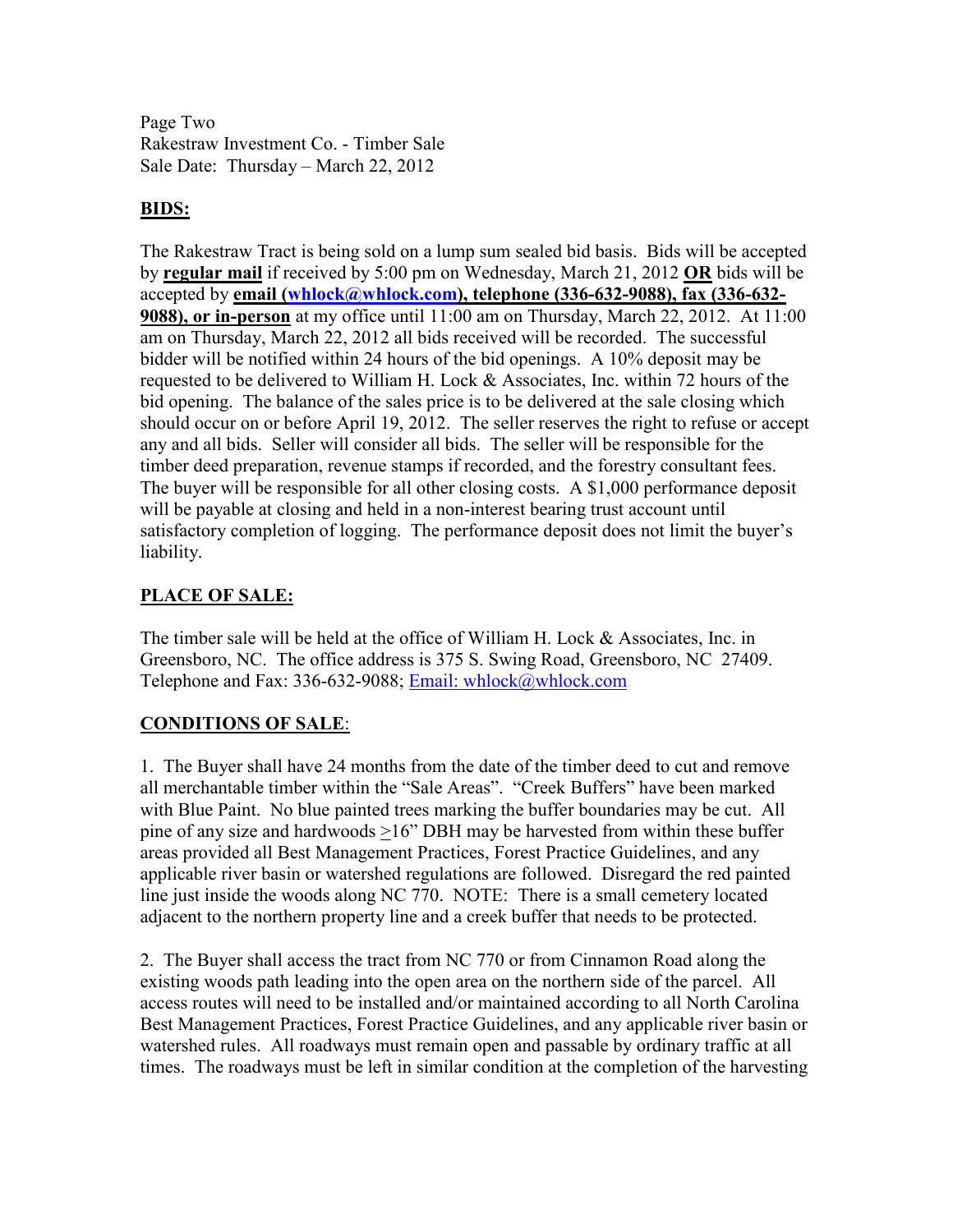Page Two
Rakestraw Investment Co. - Timber Sale
Sale Date: Thursday – March 22, 2012

## BIDS:

The Rakestraw Tract is being sold on a lump sum sealed bid basis. Bids will be accepted by **regular mail** if received by 5:00 pm on Wednesday, March 21, 2012 **OR** bids will be accepted by **email (whlock@whlock.com), telephone (336-632-9088), fax (336-632-9088), or in-person** at my office until 11:00 am on Thursday, March 22, 2012. At 11:00 am on Thursday, March 22, 2012 all bids received will be recorded. The successful bidder will be notified within 24 hours of the bid openings. A 10% deposit may be requested to be delivered to William H. Lock & Associates, Inc. within 72 hours of the bid opening. The balance of the sales price is to be delivered at the sale closing which should occur on or before April 19, 2012. The seller reserves the right to refuse or accept any and all bids. Seller will consider all bids. The seller will be responsible for the timber deed preparation, revenue stamps if recorded, and the forestry consultant fees. The buyer will be responsible for all other closing costs. A $1,000 performance deposit will be payable at closing and held in a non-interest bearing trust account until satisfactory completion of logging. The performance deposit does not limit the buyer's liability.

## PLACE OF SALE:

The timber sale will be held at the office of William H. Lock & Associates, Inc. in Greensboro, NC. The office address is 375 S. Swing Road, Greensboro, NC 27409. Telephone and Fax: 336-632-9088; Email: whlock@whlock.com

## CONDITIONS OF SALE:

1. The Buyer shall have 24 months from the date of the timber deed to cut and remove all merchantable timber within the "Sale Areas". "Creek Buffers" have been marked with Blue Paint. No blue painted trees marking the buffer boundaries may be cut. All pine of any size and hardwoods ≥16" DBH may be harvested from within these buffer areas provided all Best Management Practices, Forest Practice Guidelines, and any applicable river basin or watershed regulations are followed. Disregard the red painted line just inside the woods along NC 770. NOTE: There is a small cemetery located adjacent to the northern property line and a creek buffer that needs to be protected.

2. The Buyer shall access the tract from NC 770 or from Cinnamon Road along the existing woods path leading into the open area on the northern side of the parcel. All access routes will need to be installed and/or maintained according to all North Carolina Best Management Practices, Forest Practice Guidelines, and any applicable river basin or watershed rules. All roadways must remain open and passable by ordinary traffic at all times. The roadways must be left in similar condition at the completion of the harvesting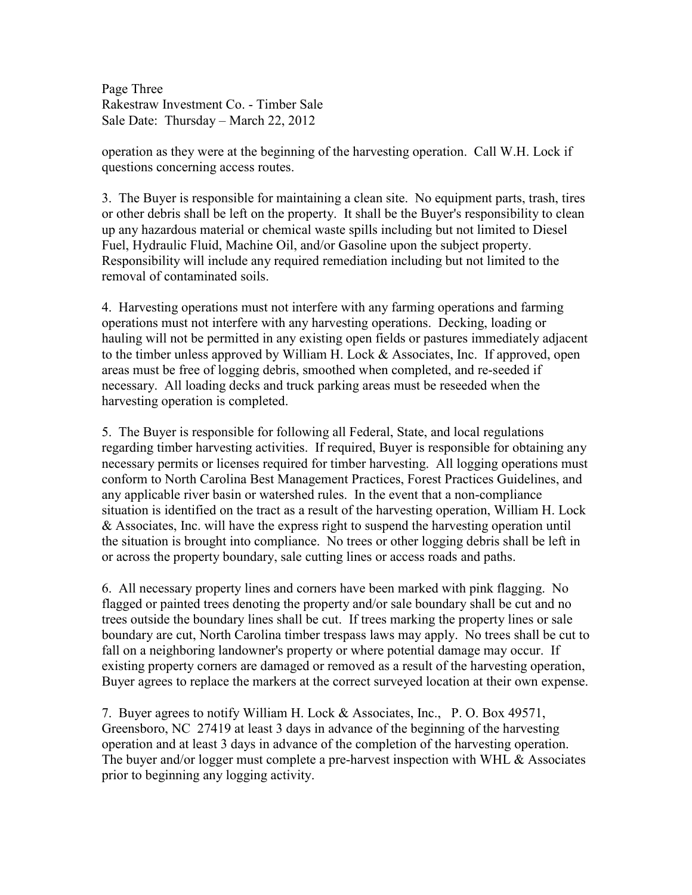operation as they were at the beginning of the harvesting operation. Call W.H. Lock if questions concerning access routes.

3. The Buyer is responsible for maintaining a clean site. No equipment parts, trash, tires or other debris shall be left on the property. It shall be the Buyer's responsibility to clean up any hazardous material or chemical waste spills including but not limited to Diesel Fuel, Hydraulic Fluid, Machine Oil, and/or Gasoline upon the subject property. Responsibility will include any required remediation including but not limited to the removal of contaminated soils.

4. Harvesting operations must not interfere with any farming operations and farming operations must not interfere with any harvesting operations. Decking, loading or hauling will not be permitted in any existing open fields or pastures immediately adjacent to the timber unless approved by William H. Lock & Associates, Inc. If approved, open areas must be free of logging debris, smoothed when completed, and re-seeded if necessary. All loading decks and truck parking areas must be reseeded when the harvesting operation is completed.

5. The Buyer is responsible for following all Federal, State, and local regulations regarding timber harvesting activities. If required, Buyer is responsible for obtaining any necessary permits or licenses required for timber harvesting. All logging operations must conform to North Carolina Best Management Practices, Forest Practices Guidelines, and any applicable river basin or watershed rules. In the event that a non-compliance situation is identified on the tract as a result of the harvesting operation, William H. Lock & Associates, Inc. will have the express right to suspend the harvesting operation until the situation is brought into compliance. No trees or other logging debris shall be left in or across the property boundary, sale cutting lines or access roads and paths.

6. All necessary property lines and corners have been marked with pink flagging. No flagged or painted trees denoting the property and/or sale boundary shall be cut and no trees outside the boundary lines shall be cut. If trees marking the property lines or sale boundary are cut, North Carolina timber trespass laws may apply. No trees shall be cut to fall on a neighboring landowner's property or where potential damage may occur. If existing property corners are damaged or removed as a result of the harvesting operation, Buyer agrees to replace the markers at the correct surveyed location at their own expense.

7. Buyer agrees to notify William H. Lock & Associates, Inc., P. O. Box 49571, Greensboro, NC 27419 at least 3 days in advance of the beginning of the harvesting operation and at least 3 days in advance of the completion of the harvesting operation. The buyer and/or logger must complete a pre-harvest inspection with WHL & Associates prior to beginning any logging activity.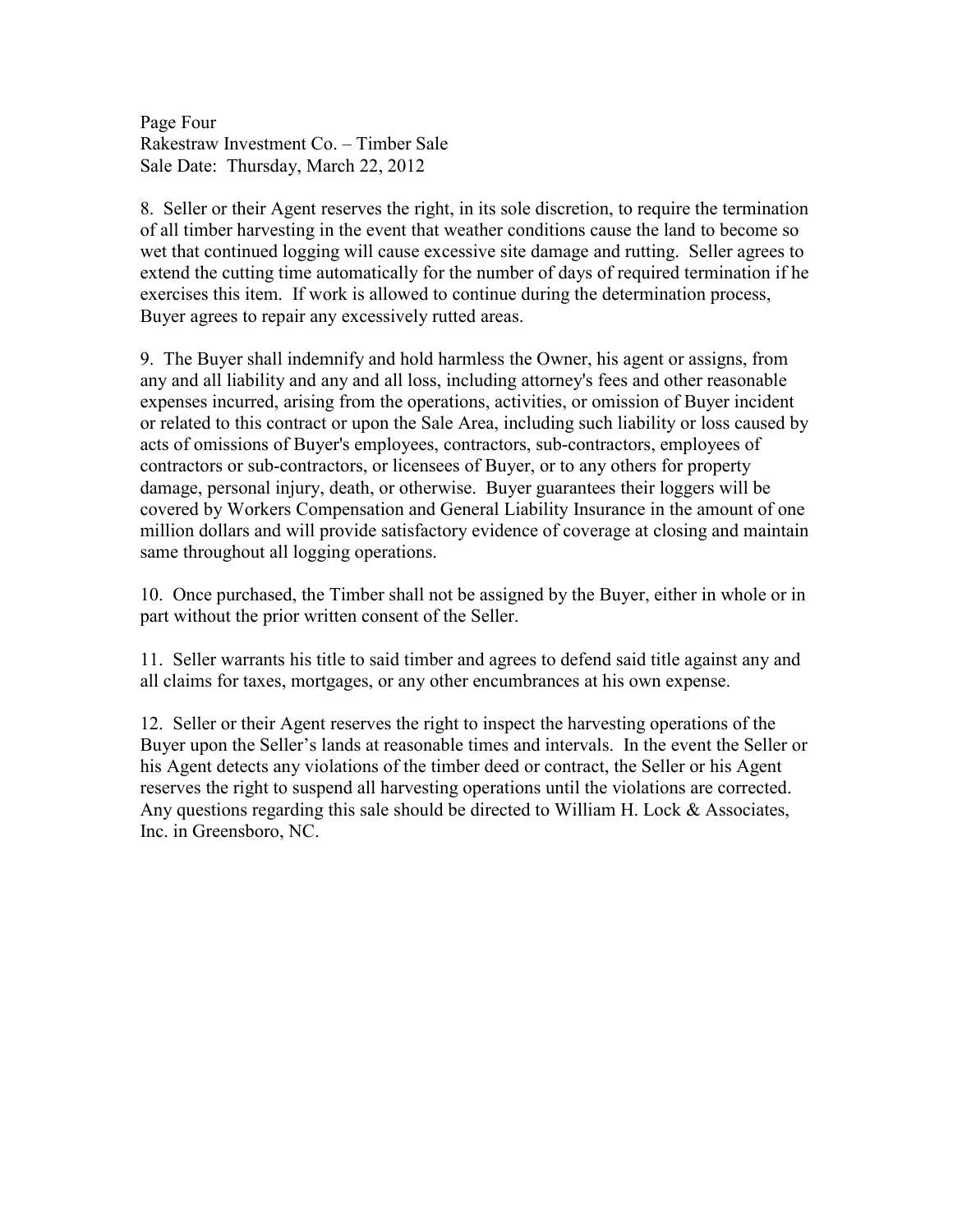8. Seller or their Agent reserves the right, in its sole discretion, to require the termination of all timber harvesting in the event that weather conditions cause the land to become so wet that continued logging will cause excessive site damage and rutting. Seller agrees to extend the cutting time automatically for the number of days of required termination if he exercises this item. If work is allowed to continue during the determination process, Buyer agrees to repair any excessively rutted areas.

9. The Buyer shall indemnify and hold harmless the Owner, his agent or assigns, from any and all liability and any and all loss, including attorney's fees and other reasonable expenses incurred, arising from the operations, activities, or omission of Buyer incident or related to this contract or upon the Sale Area, including such liability or loss caused by acts of omissions of Buyer's employees, contractors, sub-contractors, employees of contractors or sub-contractors, or licensees of Buyer, or to any others for property damage, personal injury, death, or otherwise. Buyer guarantees their loggers will be covered by Workers Compensation and General Liability Insurance in the amount of one million dollars and will provide satisfactory evidence of coverage at closing and maintain same throughout all logging operations.

10. Once purchased, the Timber shall not be assigned by the Buyer, either in whole or in part without the prior written consent of the Seller.

11. Seller warrants his title to said timber and agrees to defend said title against any and all claims for taxes, mortgages, or any other encumbrances at his own expense.

12. Seller or their Agent reserves the right to inspect the harvesting operations of the Buyer upon the Seller's lands at reasonable times and intervals. In the event the Seller or his Agent detects any violations of the timber deed or contract, the Seller or his Agent reserves the right to suspend all harvesting operations until the violations are corrected. Any questions regarding this sale should be directed to William H. Lock & Associates, Inc. in Greensboro, NC.